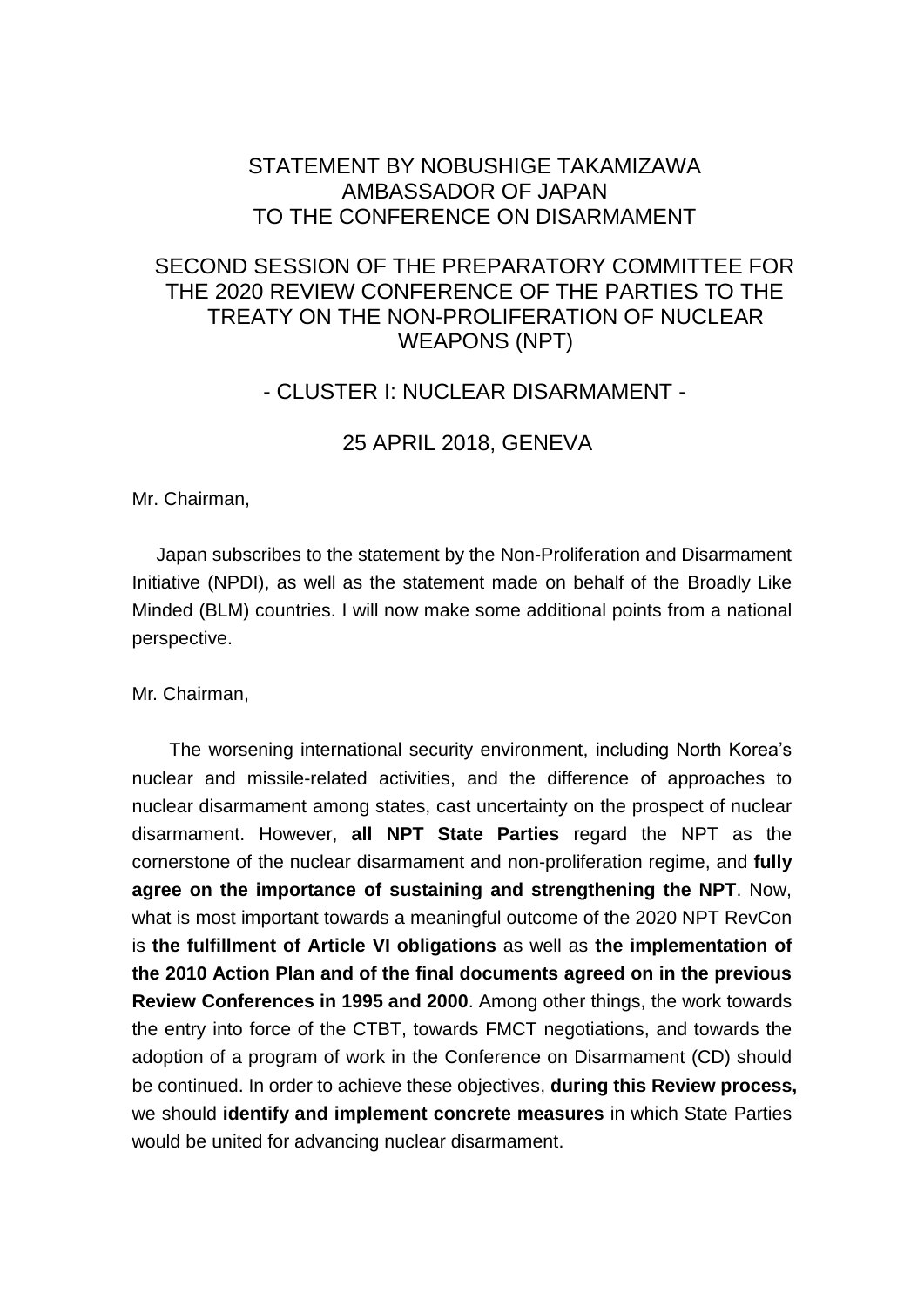# STATEMENT BY NOBUSHIGE TAKAMIZAWA
# AMBASSADOR OF JAPAN
# TO THE CONFERENCE ON DISARMAMENT

## SECOND SESSION OF THE PREPARATORY COMMITTEE FOR THE 2020 REVIEW CONFERENCE OF THE PARTIES TO THE TREATY ON THE NON-PROLIFERATION OF NUCLEAR WEAPONS (NPT)

## - CLUSTER I: NUCLEAR DISARMAMENT -

## 25 APRIL 2018, GENEVA

Mr. Chairman,

Japan subscribes to the statement by the Non-Proliferation and Disarmament Initiative (NPDI), as well as the statement made on behalf of the Broadly Like Minded (BLM) countries. I will now make some additional points from a national perspective.

Mr. Chairman,

The worsening international security environment, including North Korea's nuclear and missile-related activities, and the difference of approaches to nuclear disarmament among states, cast uncertainty on the prospect of nuclear disarmament. However, **all NPT State Parties** regard the NPT as the cornerstone of the nuclear disarmament and non-proliferation regime, and **fully agree on the importance of sustaining and strengthening the NPT**. Now, what is most important towards a meaningful outcome of the 2020 NPT RevCon is **the fulfillment of Article VI obligations** as well as **the implementation of the 2010 Action Plan and of the final documents agreed on in the previous Review Conferences in 1995 and 2000**. Among other things, the work towards the entry into force of the CTBT, towards FMCT negotiations, and towards the adoption of a program of work in the Conference on Disarmament (CD) should be continued. In order to achieve these objectives, **during this Review process,** we should **identify and implement concrete measures** in which State Parties would be united for advancing nuclear disarmament.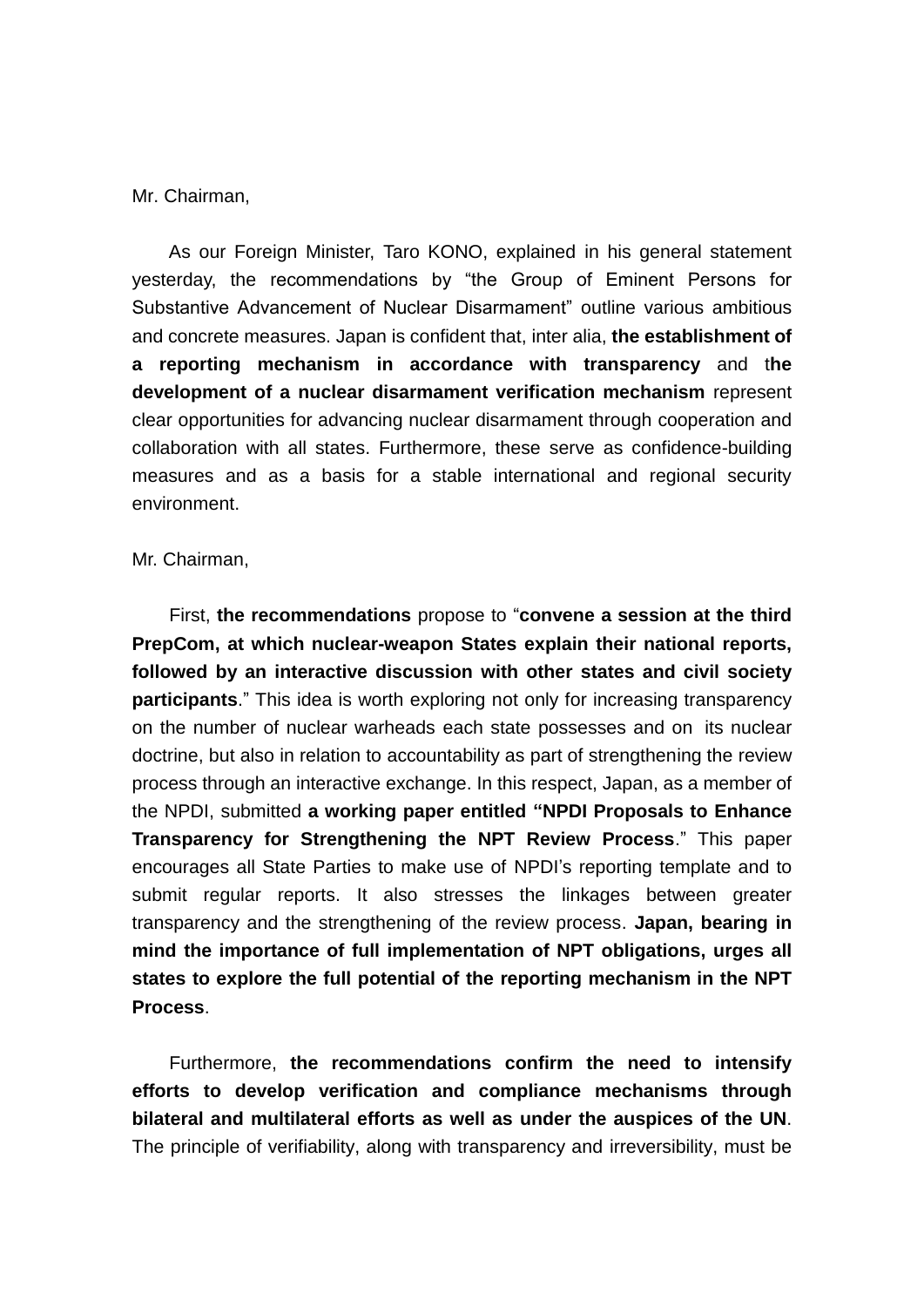Mr. Chairman,

As our Foreign Minister, Taro KONO, explained in his general statement yesterday, the recommendations by "the Group of Eminent Persons for Substantive Advancement of Nuclear Disarmament" outline various ambitious and concrete measures. Japan is confident that, inter alia, **the establishment of a reporting mechanism in accordance with transparency** and t**he development of a nuclear disarmament verification mechanism** represent clear opportunities for advancing nuclear disarmament through cooperation and collaboration with all states. Furthermore, these serve as confidence-building measures and as a basis for a stable international and regional security environment.

Mr. Chairman,

First, **the recommendations** propose to "**convene a session at the third PrepCom, at which nuclear-weapon States explain their national reports, followed by an interactive discussion with other states and civil society participants**." This idea is worth exploring not only for increasing transparency on the number of nuclear warheads each state possesses and on its nuclear doctrine, but also in relation to accountability as part of strengthening the review process through an interactive exchange. In this respect, Japan, as a member of the NPDI, submitted **a working paper entitled "NPDI Proposals to Enhance Transparency for Strengthening the NPT Review Process**." This paper encourages all State Parties to make use of NPDI's reporting template and to submit regular reports. It also stresses the linkages between greater transparency and the strengthening of the review process. **Japan, bearing in mind the importance of full implementation of NPT obligations, urges all states to explore the full potential of the reporting mechanism in the NPT Process**.

Furthermore, **the recommendations confirm the need to intensify efforts to develop verification and compliance mechanisms through bilateral and multilateral efforts as well as under the auspices of the UN**. The principle of verifiability, along with transparency and irreversibility, must be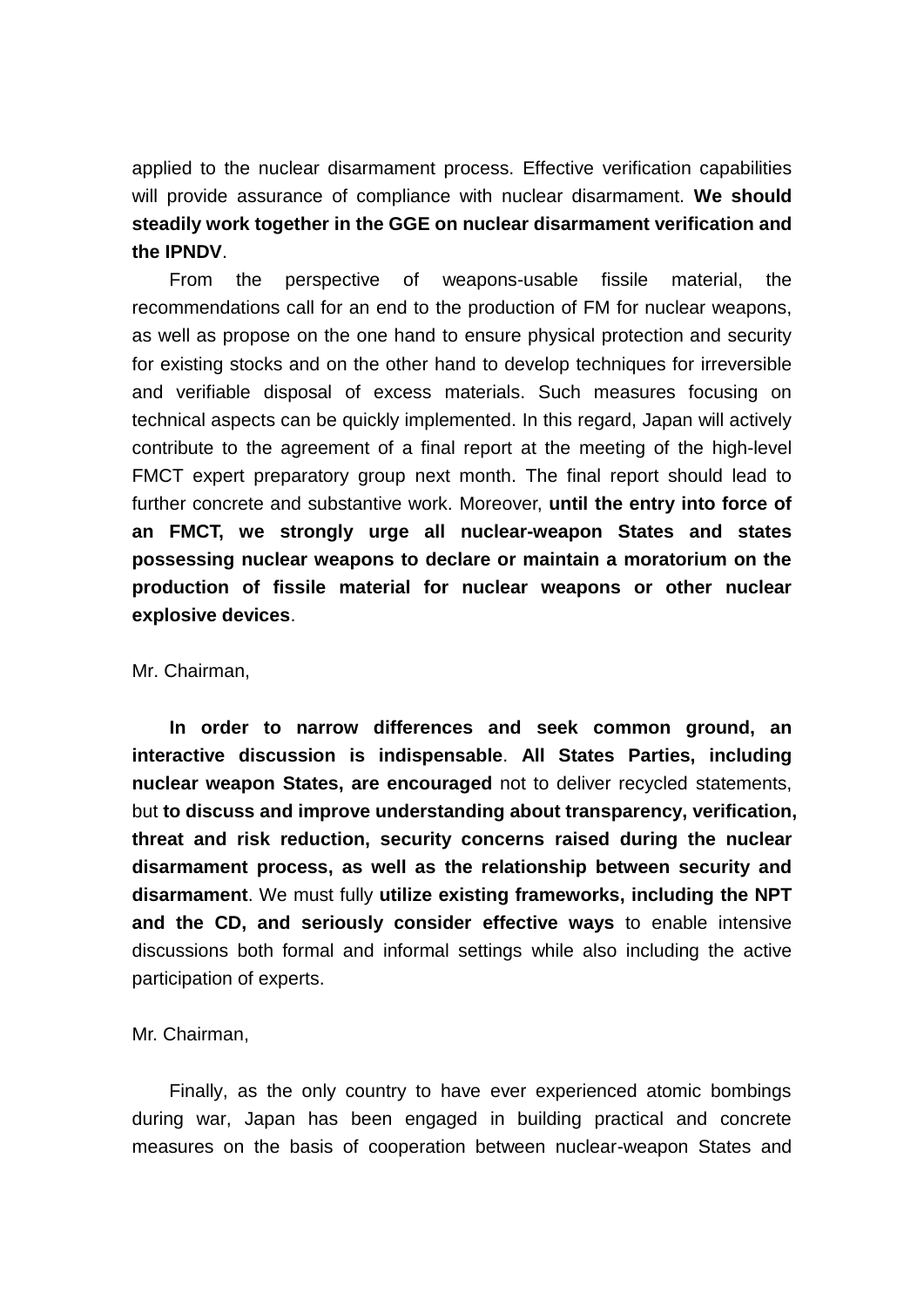applied to the nuclear disarmament process. Effective verification capabilities will provide assurance of compliance with nuclear disarmament. **We should steadily work together in the GGE on nuclear disarmament verification and the IPNDV**.

From the perspective of weapons-usable fissile material, the recommendations call for an end to the production of FM for nuclear weapons, as well as propose on the one hand to ensure physical protection and security for existing stocks and on the other hand to develop techniques for irreversible and verifiable disposal of excess materials. Such measures focusing on technical aspects can be quickly implemented. In this regard, Japan will actively contribute to the agreement of a final report at the meeting of the high-level FMCT expert preparatory group next month. The final report should lead to further concrete and substantive work. Moreover, **until the entry into force of an FMCT, we strongly urge all nuclear-weapon States and states possessing nuclear weapons to declare or maintain a moratorium on the production of fissile material for nuclear weapons or other nuclear explosive devices**.

Mr. Chairman,

**In order to narrow differences and seek common ground, an interactive discussion is indispensable**. **All States Parties, including nuclear weapon States, are encouraged** not to deliver recycled statements, but **to discuss and improve understanding about transparency, verification, threat and risk reduction, security concerns raised during the nuclear disarmament process, as well as the relationship between security and disarmament**. We must fully **utilize existing frameworks, including the NPT and the CD, and seriously consider effective ways** to enable intensive discussions both formal and informal settings while also including the active participation of experts.

Mr. Chairman,

Finally, as the only country to have ever experienced atomic bombings during war, Japan has been engaged in building practical and concrete measures on the basis of cooperation between nuclear-weapon States and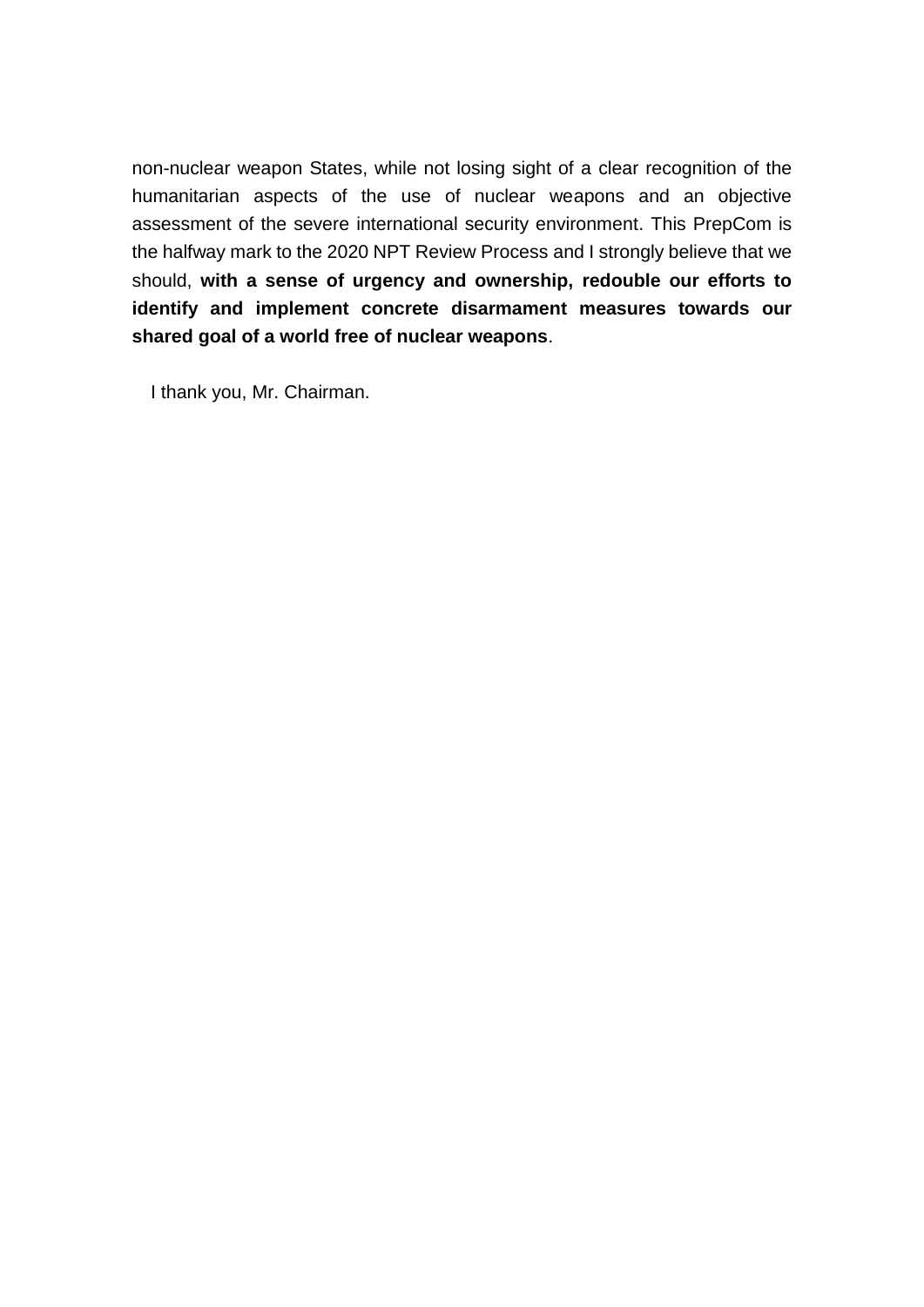non-nuclear weapon States, while not losing sight of a clear recognition of the humanitarian aspects of the use of nuclear weapons and an objective assessment of the severe international security environment. This PrepCom is the halfway mark to the 2020 NPT Review Process and I strongly believe that we should, **with a sense of urgency and ownership, redouble our efforts to identify and implement concrete disarmament measures towards our shared goal of a world free of nuclear weapons**.

I thank you, Mr. Chairman.